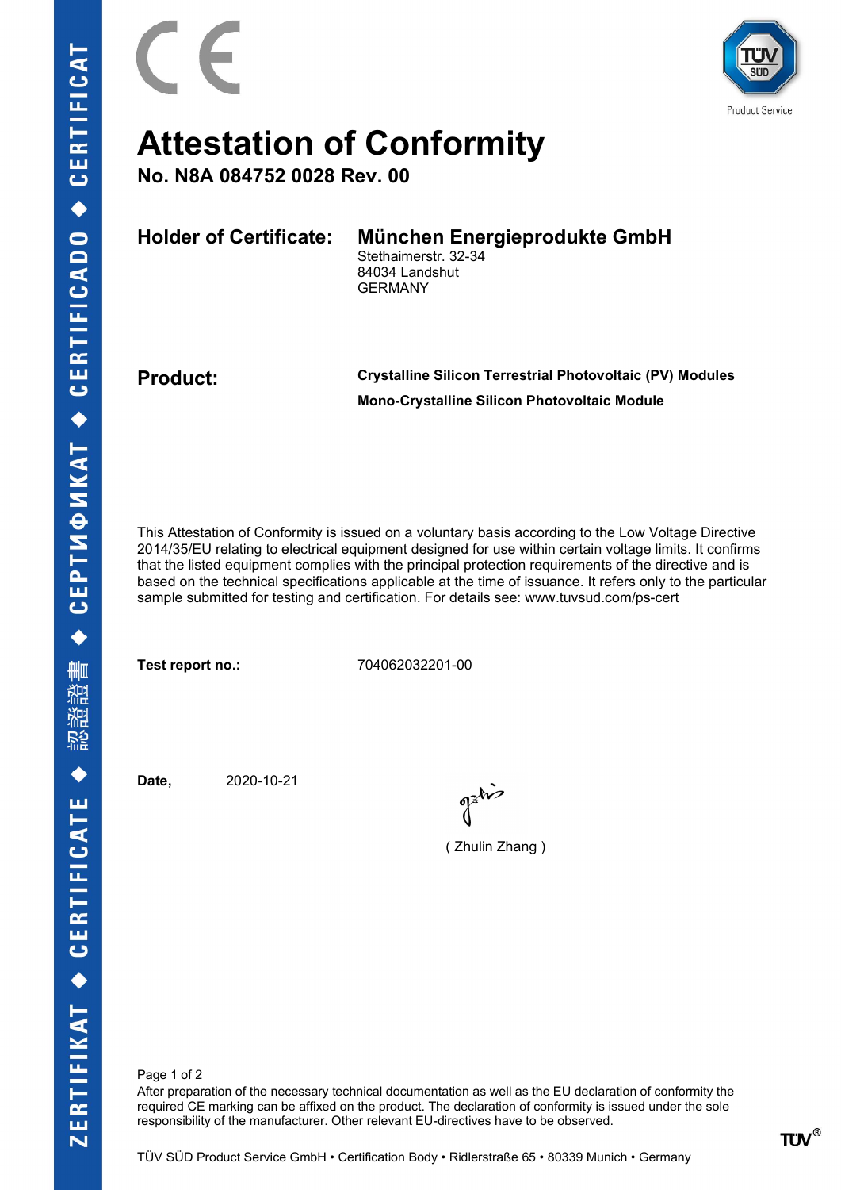# Attestation of Conformity

**No. N8A 084752 0028 Rev. 00**

**Holder of Certificate:** **München Energieprodukte GmbH**
Stethaimerstr. 32-34
84034 Landshut
GERMANY

**Product:** **Crystalline Silicon Terrestrial Photovoltaic (PV) Modules**

**Mono-Crystalline Silicon Photovoltaic Module**

This Attestation of Conformity is issued on a voluntary basis according to the Low Voltage Directive 2014/35/EU relating to electrical equipment designed for use within certain voltage limits. It confirms that the listed equipment complies with the principal protection requirements of the directive and is based on the technical specifications applicable at the time of issuance. It refers only to the particular sample submitted for testing and certification. For details see: www.tuvsud.com/ps-cert

**Test report no.:** 704062032201-00

**Date,** 2020-10-21

( Zhulin Zhang )

After preparation of the necessary technical documentation as well as the EU declaration of conformity the required CE marking can be affixed on the product. The declaration of conformity is issued under the sole responsibility of the manufacturer. Other relevant EU-directives have to be observed.

TÜV SÜD Product Service GmbH • Certification Body • Ridlerstraße 65 • 80339 Munich • Germany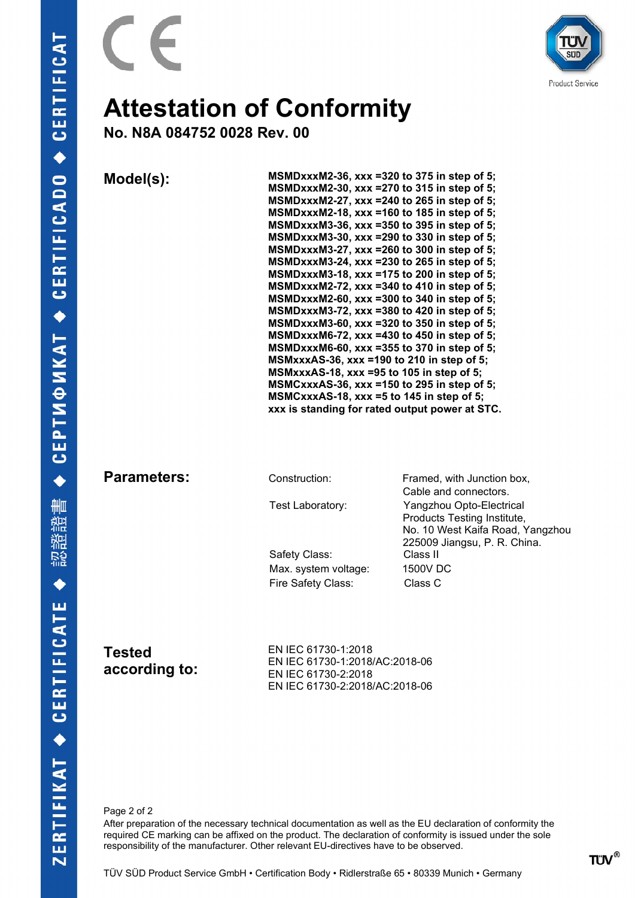# Attestation of Conformity

## No. N8A 084752 0028 Rev. 00

**Model(s):**

**MSMDxxxM2-36, xxx =320 to 375 in step of 5;**
**MSMDxxxM2-30, xxx =270 to 315 in step of 5;**
**MSMDxxxM2-27, xxx =240 to 265 in step of 5;**
**MSMDxxxM2-18, xxx =160 to 185 in step of 5;**
**MSMDxxxM3-36, xxx =350 to 395 in step of 5;**
**MSMDxxxM3-30, xxx =290 to 330 in step of 5;**
**MSMDxxxM3-27, xxx =260 to 300 in step of 5;**
**MSMDxxxM3-24, xxx =230 to 265 in step of 5;**
**MSMDxxxM3-18, xxx =175 to 200 in step of 5;**
**MSMDxxxM2-72, xxx =340 to 410 in step of 5;**
**MSMDxxxM2-60, xxx =300 to 340 in step of 5;**
**MSMDxxxM3-72, xxx =380 to 420 in step of 5;**
**MSMDxxxM3-60, xxx =320 to 350 in step of 5;**
**MSMDxxxM6-72, xxx =430 to 450 in step of 5;**
**MSMDxxxM6-60, xxx =355 to 370 in step of 5;**
**MSMxxxAS-36, xxx =190 to 210 in step of 5;**
**MSMxxxAS-18, xxx =95 to 105 in step of 5;**
**MSMCxxxAS-36, xxx =150 to 295 in step of 5;**
**MSMCxxxAS-18, xxx =5 to 145 in step of 5;**
**xxx is standing for rated output power at STC.**

**Parameters:**

| | |
|---|---|
| Construction: | Framed, with Junction box, Cable and connectors. |
| Test Laboratory: | Yangzhou Opto-Electrical Products Testing Institute, No. 10 West Kaifa Road, Yangzhou 225009 Jiangsu, P. R. China. |
| Safety Class: | Class II |
| Max. system voltage: | 1500V DC |
| Fire Safety Class: | Class C |

**Tested according to:**

EN IEC 61730-1:2018
EN IEC 61730-1:2018/AC:2018-06
EN IEC 61730-2:2018
EN IEC 61730-2:2018/AC:2018-06

After preparation of the necessary technical documentation as well as the EU declaration of conformity the required CE marking can be affixed on the product. The declaration of conformity is issued under the sole responsibility of the manufacturer. Other relevant EU-directives have to be observed.

TÜV SÜD Product Service GmbH • Certification Body • Ridlerstraße 65 • 80339 Munich • Germany